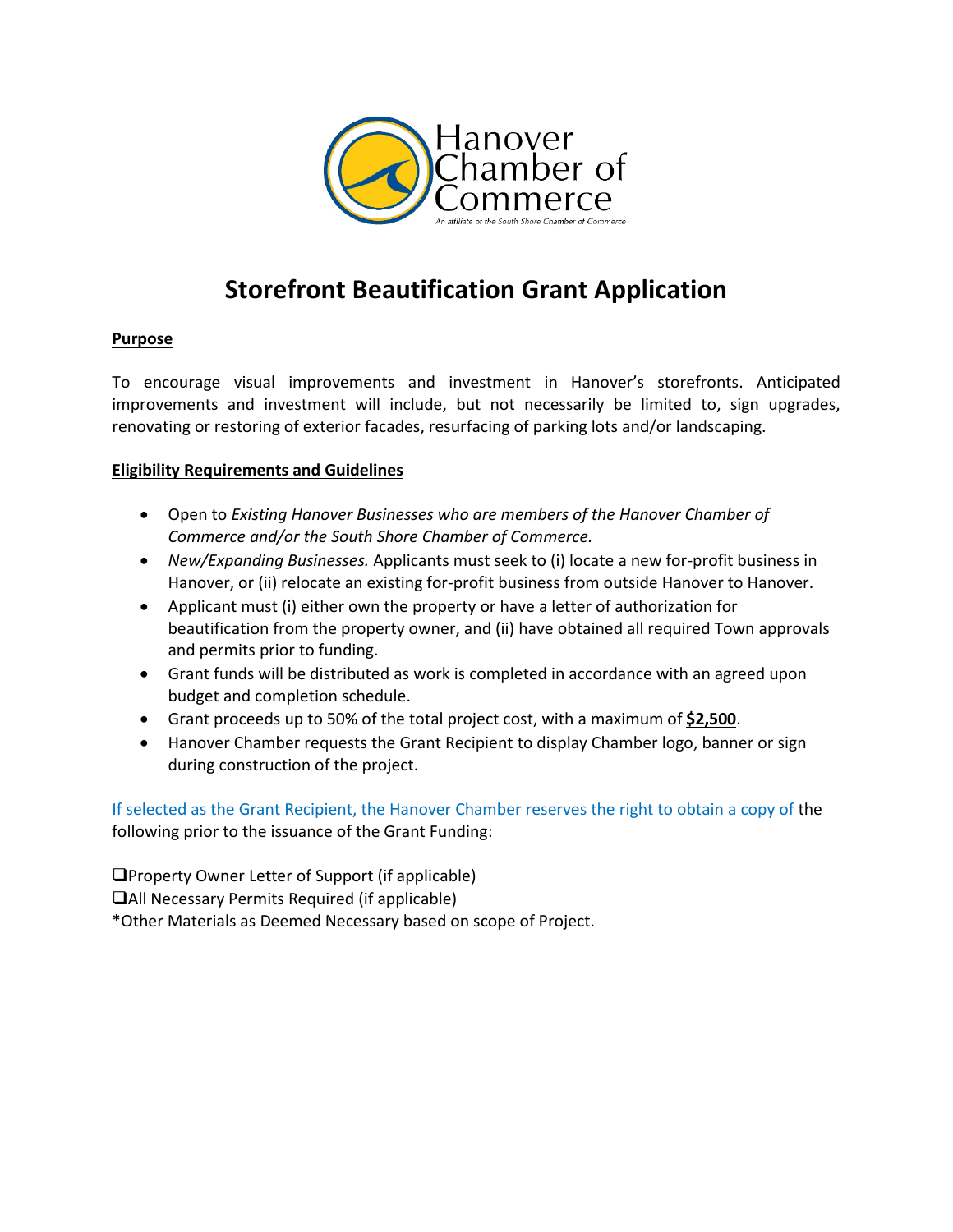Hanover Chamber of Commerce

*An affiliate of the South Shore Chamber of Commerce*

# Storefront Beautification Grant Application

**Purpose**

To encourage visual improvements and investment in Hanover's storefronts. Anticipated improvements and investment will include, but not necessarily be limited to, sign upgrades, renovating or restoring of exterior facades, resurfacing of parking lots and/or landscaping.

**Eligibility Requirements and Guidelines**

- Open to *Existing Hanover Businesses who are members of the Hanover Chamber of Commerce and/or the South Shore Chamber of Commerce.*
- *New/Expanding Businesses.* Applicants must seek to (i) locate a new for-profit business in Hanover, or (ii) relocate an existing for-profit business from outside Hanover to Hanover.
- Applicant must (i) either own the property or have a letter of authorization for beautification from the property owner, and (ii) have obtained all required Town approvals and permits prior to funding.
- Grant funds will be distributed as work is completed in accordance with an agreed upon budget and completion schedule.
- Grant proceeds up to 50% of the total project cost, with a maximum of **$2,500**.
- Hanover Chamber requests the Grant Recipient to display Chamber logo, banner or sign during construction of the project.

If selected as the Grant Recipient, the Hanover Chamber reserves the right to obtain a copy of the following prior to the issuance of the Grant Funding:

- ☐ Property Owner Letter of Support (if applicable)
- ☐ All Necessary Permits Required (if applicable)

*Other Materials as Deemed Necessary based on scope of Project.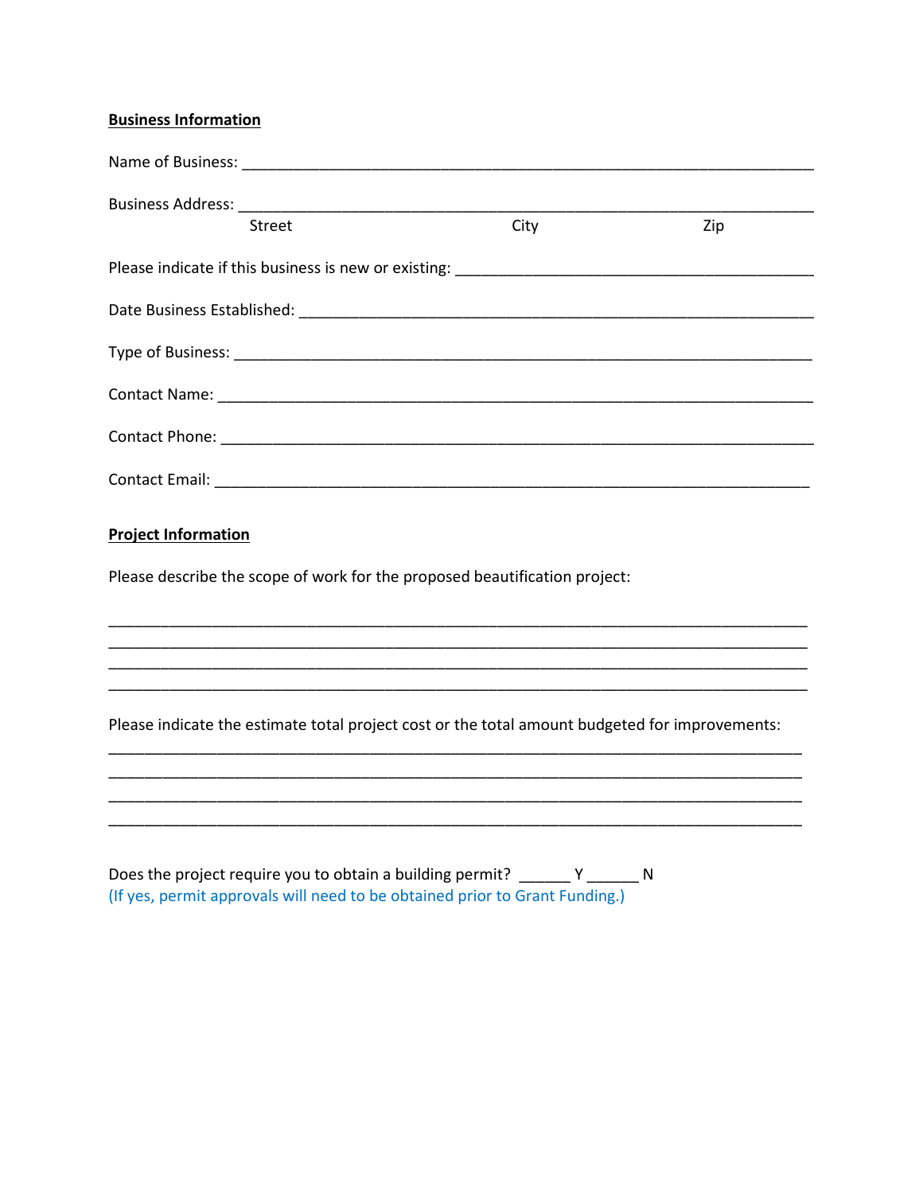**Business Information**

Name of Business: ___________________________________________________________________

Business Address: ___________________________________________________________________

Street                                        City                                        Zip

Please indicate if this business is new or existing: ________________________________________

Date Business Established: ___________________________________________________________

Type of Business: ___________________________________________________________________

Contact Name: ______________________________________________________________________

Contact Phone: ______________________________________________________________________

Contact Email: ______________________________________________________________________

**Project Information**

Please describe the scope of work for the proposed beautification project:

_____________________________________________________________________________________
_____________________________________________________________________________________
_____________________________________________________________________________________
_____________________________________________________________________________________

Please indicate the estimate total project cost or the total amount budgeted for improvements:

_____________________________________________________________________________________
_____________________________________________________________________________________
_____________________________________________________________________________________
_____________________________________________________________________________________

Does the project require you to obtain a building permit? ______ Y ______ N

(If yes, permit approvals will need to be obtained prior to Grant Funding.)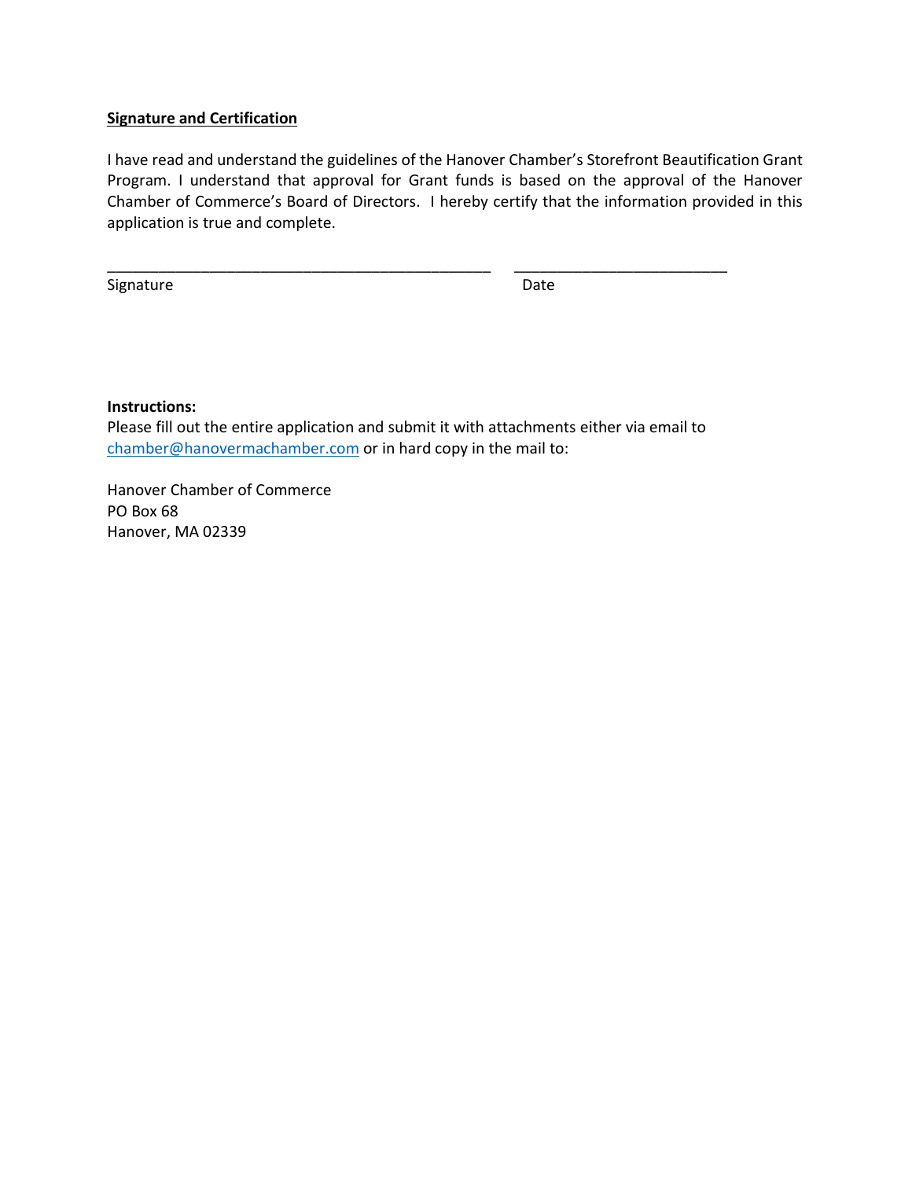**Signature and Certification**

I have read and understand the guidelines of the Hanover Chamber's Storefront Beautification Grant Program. I understand that approval for Grant funds is based on the approval of the Hanover Chamber of Commerce's Board of Directors. I hereby certify that the information provided in this application is true and complete.

_____________________________________________ _________________________

Signature Date

**Instructions:**

Please fill out the entire application and submit it with attachments either via email to chamber@hanovermachamber.com or in hard copy in the mail to:

Hanover Chamber of Commerce
PO Box 68
Hanover, MA 02339